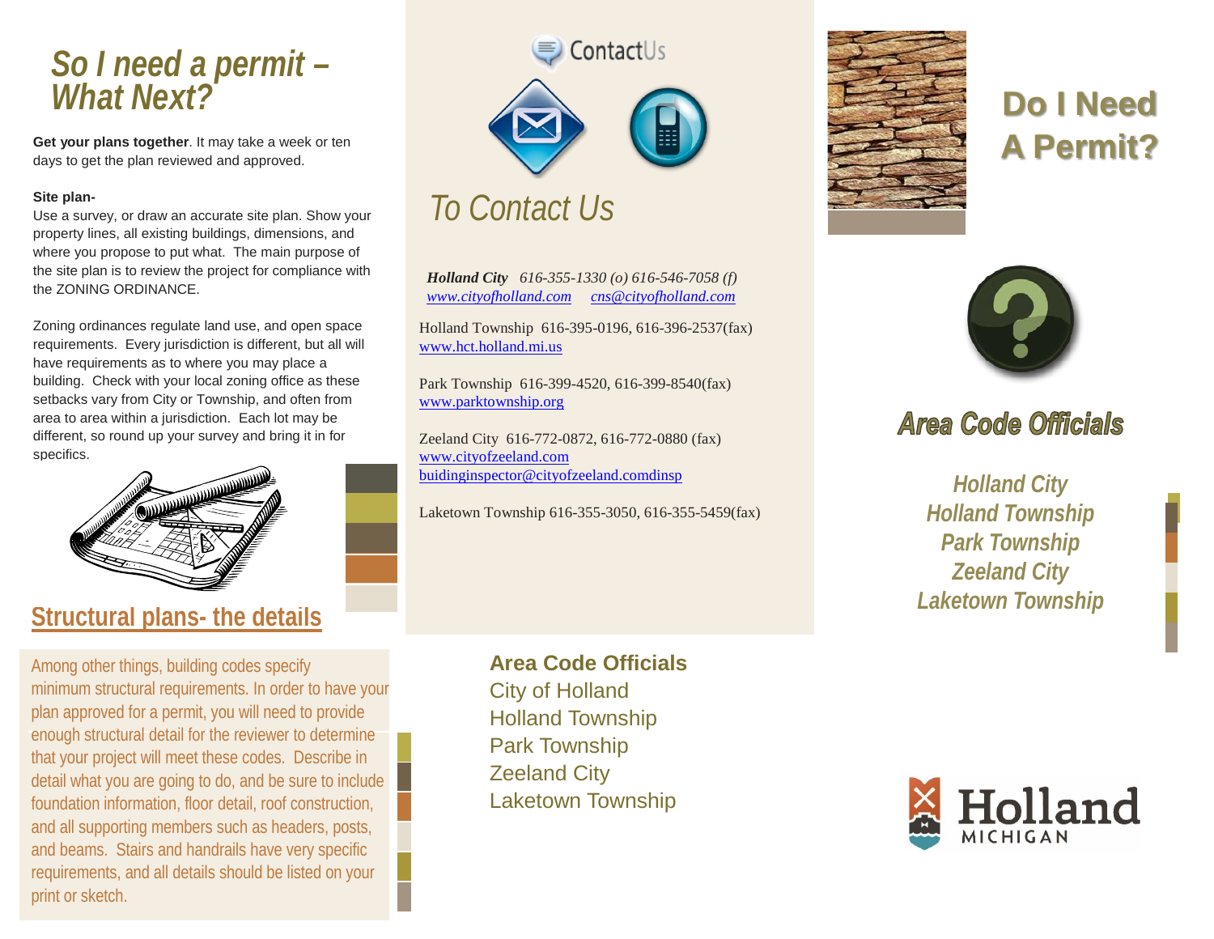# So I need a permit – What Next?

**Get your plans together**. It may take a week or ten days to get the plan reviewed and approved.

**Site plan-**
Use a survey, or draw an accurate site plan. Show your property lines, all existing buildings, dimensions, and where you propose to put what. The main purpose of the site plan is to review the project for compliance with the ZONING ORDINANCE.

Zoning ordinances regulate land use, and open space requirements. Every jurisdiction is different, but all will have requirements as to where you may place a building. Check with your local zoning office as these setbacks vary from City or Township, and often from area to area within a jurisdiction. Each lot may be different, so round up your survey and bring it in for specifics.

## Structural plans- the details

Among other things, building codes specify minimum structural requirements. In order to have your plan approved for a permit, you will need to provide enough structural detail for the reviewer to determine that your project will meet these codes. Describe in detail what you are going to do, and be sure to include foundation information, floor detail, roof construction, and all supporting members such as headers, posts, and beams. Stairs and handrails have very specific requirements, and all details should be listed on your print or sketch.

ContactUs

# To Contact Us

***Holland City*** *616-355-1330 (o) 616-546-7058 (f)*
*www.cityofholland.com* *cns@cityofholland.com*

Holland Township 616-395-0196, 616-396-2537(fax)
www.hct.holland.mi.us

Park Township 616-399-4520, 616-399-8540(fax)
www.parktownship.org

Zeeland City 616-772-0872, 616-772-0880 (fax)
www.cityofzeeland.com
buidinginspector@cityofzeeland.comdinsp

Laketown Township 616-355-3050, 616-355-5459(fax)

**Area Code Officials**
City of Holland
Holland Township
Park Township
Zeeland City
Laketown Township

# Do I Need A Permit?

## Area Code Officials

*Holland City*
*Holland Township*
*Park Township*
*Zeeland City*
*Laketown Township*

Holland MICHIGAN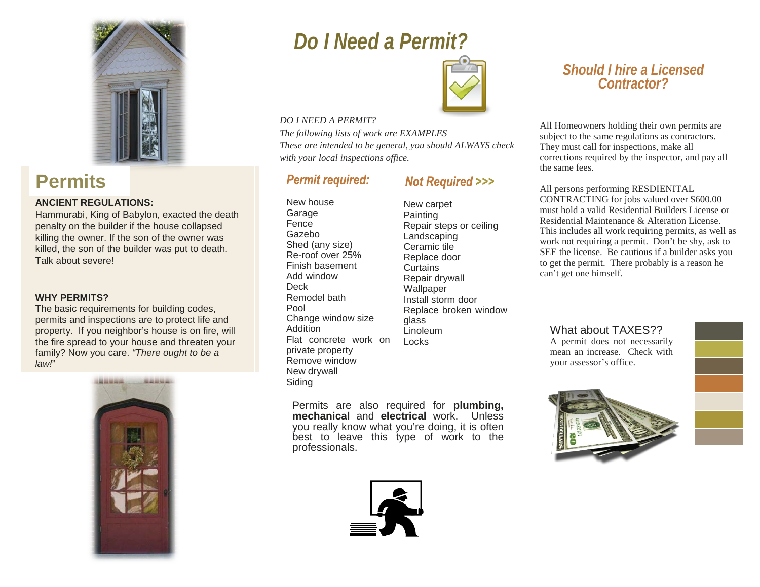## Permits

**ANCIENT REGULATIONS:**
Hammurabi, King of Babylon, exacted the death penalty on the builder if the house collapsed killing the owner. If the son of the owner was killed, the son of the builder was put to death. Talk about severe!

**WHY PERMITS?**
The basic requirements for building codes, permits and inspections are to protect life and property. If you neighbor's house is on fire, will the fire spread to your house and threaten your family? Now you care. *"There ought to be a law!*"

# Do I Need a Permit?

*DO I NEED A PERMIT?*
*The following lists of work are EXAMPLES*
*These are intended to be general, you should ALWAYS check with your local inspections office.*

### Permit required:

- New house
- Garage
- Fence
- Gazebo
- Shed (any size)
- Re-roof over 25%
- Finish basement
- Add window
- Deck
- Remodel bath
- Pool
- Change window size
- Addition
- Flat concrete work on private property
- Remove window
- New drywall
- Siding

### Not Required >>>

- New carpet
- Painting
- Repair steps or ceiling
- Landscaping
- Ceramic tile
- Replace door
- Curtains
- Repair drywall
- Wallpaper
- Install storm door
- Replace broken window glass
- Linoleum
- Locks

Permits are also required for **plumbing, mechanical** and **electrical** work. Unless you really know what you're doing, it is often best to leave this type of work to the professionals.

## Should I hire a Licensed Contractor?

All Homeowners holding their own permits are subject to the same regulations as contractors. They must call for inspections, make all corrections required by the inspector, and pay all the same fees.

All persons performing RESDIENITAL CONTRACTING for jobs valued over $600.00 must hold a valid Residential Builders License or Residential Maintenance & Alteration License. This includes all work requiring permits, as well as work not requiring a permit. Don't be shy, ask to SEE the license. Be cautious if a builder asks you to get the permit. There probably is a reason he can't get one himself.

### What about TAXES??

A permit does not necessarily mean an increase. Check with your assessor's office.